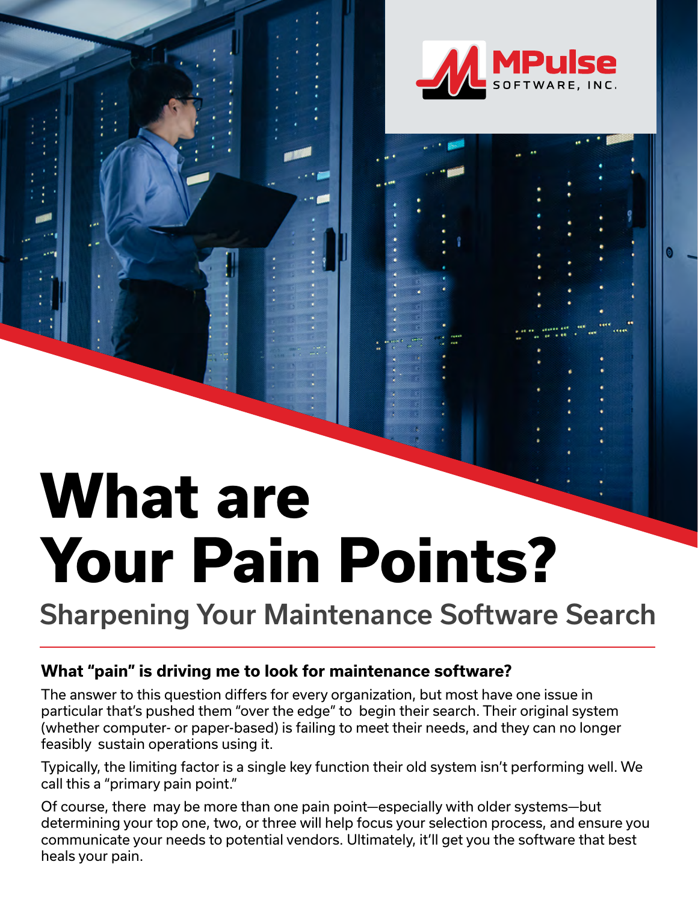MPulse SOFTWARE, INC.

# What are Your Pain Points?

## Sharpening Your Maintenance Software Search

### What "pain" is driving me to look for maintenance software?

The answer to this question differs for every organization, but most have one issue in particular that's pushed them "over the edge" to begin their search. Their original system (whether computer- or paper-based) is failing to meet their needs, and they can no longer feasibly sustain operations using it.

Typically, the limiting factor is a single key function their old system isn't performing well. We call this a "primary pain point."

Of course, there may be more than one pain point—especially with older systems—but determining your top one, two, or three will help focus your selection process, and ensure you communicate your needs to potential vendors. Ultimately, it'll get you the software that best heals your pain.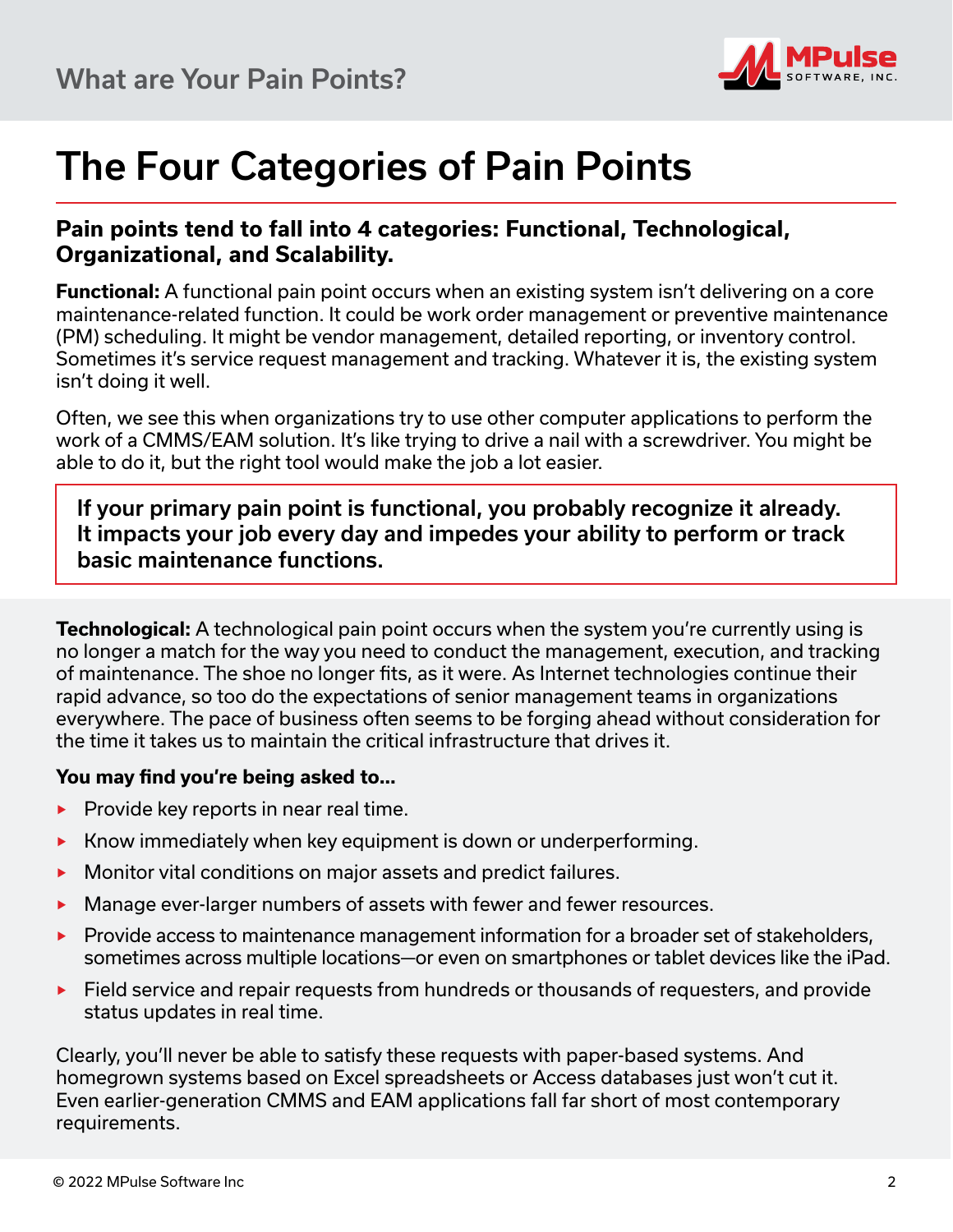# The Four Categories of Pain Points

**Pain points tend to fall into 4 categories: Functional, Technological, Organizational, and Scalability.**

**Functional:** A functional pain point occurs when an existing system isn't delivering on a core maintenance-related function. It could be work order management or preventive maintenance (PM) scheduling. It might be vendor management, detailed reporting, or inventory control. Sometimes it's service request management and tracking. Whatever it is, the existing system isn't doing it well.

Often, we see this when organizations try to use other computer applications to perform the work of a CMMS/EAM solution. It's like trying to drive a nail with a screwdriver. You might be able to do it, but the right tool would make the job a lot easier.

> **If your primary pain point is functional, you probably recognize it already. It impacts your job every day and impedes your ability to perform or track basic maintenance functions.**

**Technological:** A technological pain point occurs when the system you're currently using is no longer a match for the way you need to conduct the management, execution, and tracking of maintenance. The shoe no longer fits, as it were. As Internet technologies continue their rapid advance, so too do the expectations of senior management teams in organizations everywhere. The pace of business often seems to be forging ahead without consideration for the time it takes us to maintain the critical infrastructure that drives it.

**You may find you're being asked to...**

- Provide key reports in near real time.
- Know immediately when key equipment is down or underperforming.
- Monitor vital conditions on major assets and predict failures.
- Manage ever-larger numbers of assets with fewer and fewer resources.
- Provide access to maintenance management information for a broader set of stakeholders, sometimes across multiple locations—or even on smartphones or tablet devices like the iPad.
- Field service and repair requests from hundreds or thousands of requesters, and provide status updates in real time.

Clearly, you'll never be able to satisfy these requests with paper-based systems. And homegrown systems based on Excel spreadsheets or Access databases just won't cut it. Even earlier-generation CMMS and EAM applications fall far short of most contemporary requirements.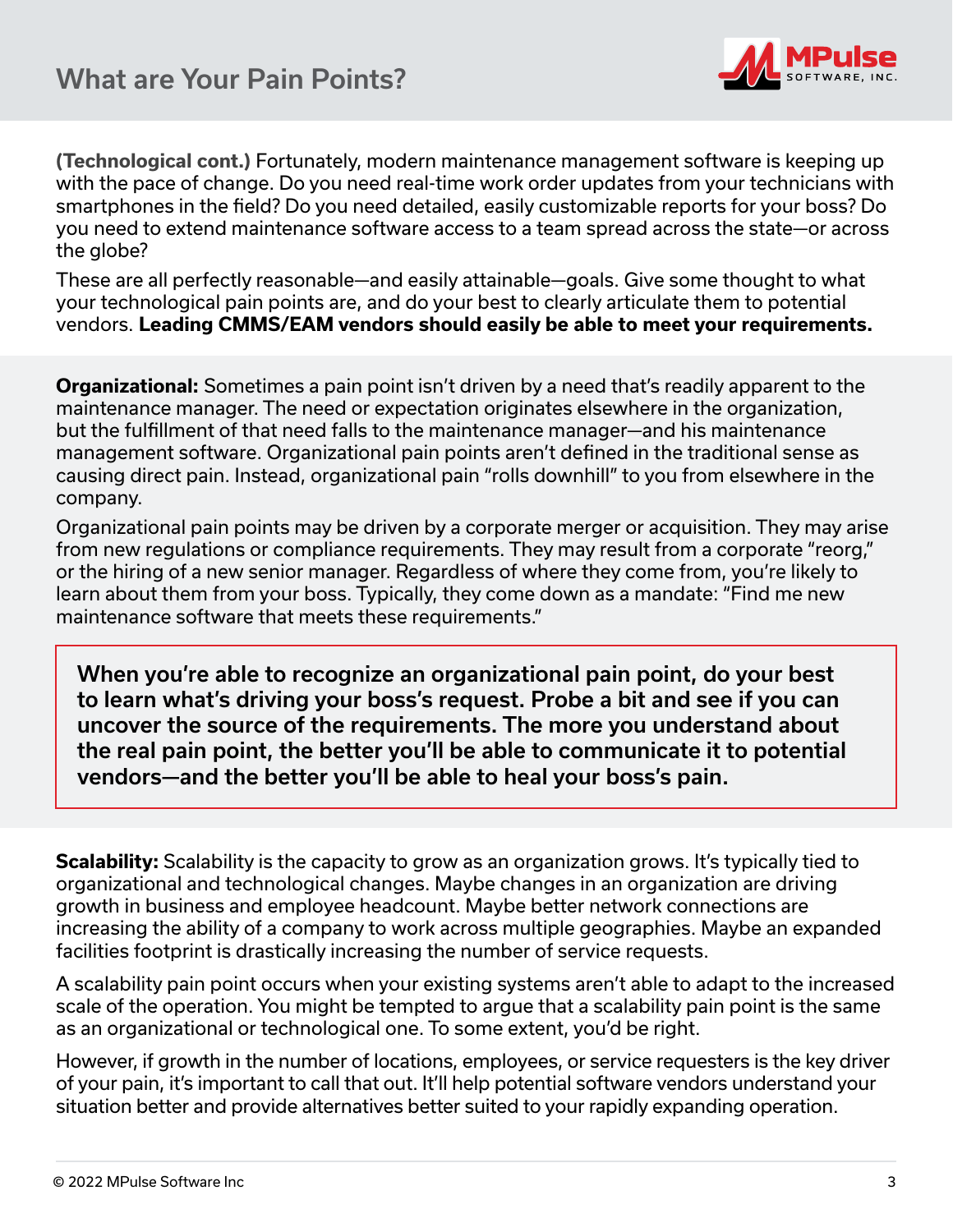# What are Your Pain Points?

**(Technological cont.)** Fortunately, modern maintenance management software is keeping up with the pace of change. Do you need real-time work order updates from your technicians with smartphones in the field? Do you need detailed, easily customizable reports for your boss? Do you need to extend maintenance software access to a team spread across the state—or across the globe?

These are all perfectly reasonable—and easily attainable—goals. Give some thought to what your technological pain points are, and do your best to clearly articulate them to potential vendors. **Leading CMMS/EAM vendors should easily be able to meet your requirements.**

**Organizational:** Sometimes a pain point isn't driven by a need that's readily apparent to the maintenance manager. The need or expectation originates elsewhere in the organization, but the fulfillment of that need falls to the maintenance manager—and his maintenance management software. Organizational pain points aren't defined in the traditional sense as causing direct pain. Instead, organizational pain "rolls downhill" to you from elsewhere in the company.

Organizational pain points may be driven by a corporate merger or acquisition. They may arise from new regulations or compliance requirements. They may result from a corporate "reorg," or the hiring of a new senior manager. Regardless of where they come from, you're likely to learn about them from your boss. Typically, they come down as a mandate: "Find me new maintenance software that meets these requirements."

**When you're able to recognize an organizational pain point, do your best to learn what's driving your boss's request. Probe a bit and see if you can uncover the source of the requirements. The more you understand about the real pain point, the better you'll be able to communicate it to potential vendors—and the better you'll be able to heal your boss's pain.**

**Scalability:** Scalability is the capacity to grow as an organization grows. It's typically tied to organizational and technological changes. Maybe changes in an organization are driving growth in business and employee headcount. Maybe better network connections are increasing the ability of a company to work across multiple geographies. Maybe an expanded facilities footprint is drastically increasing the number of service requests.

A scalability pain point occurs when your existing systems aren't able to adapt to the increased scale of the operation. You might be tempted to argue that a scalability pain point is the same as an organizational or technological one. To some extent, you'd be right.

However, if growth in the number of locations, employees, or service requesters is the key driver of your pain, it's important to call that out. It'll help potential software vendors understand your situation better and provide alternatives better suited to your rapidly expanding operation.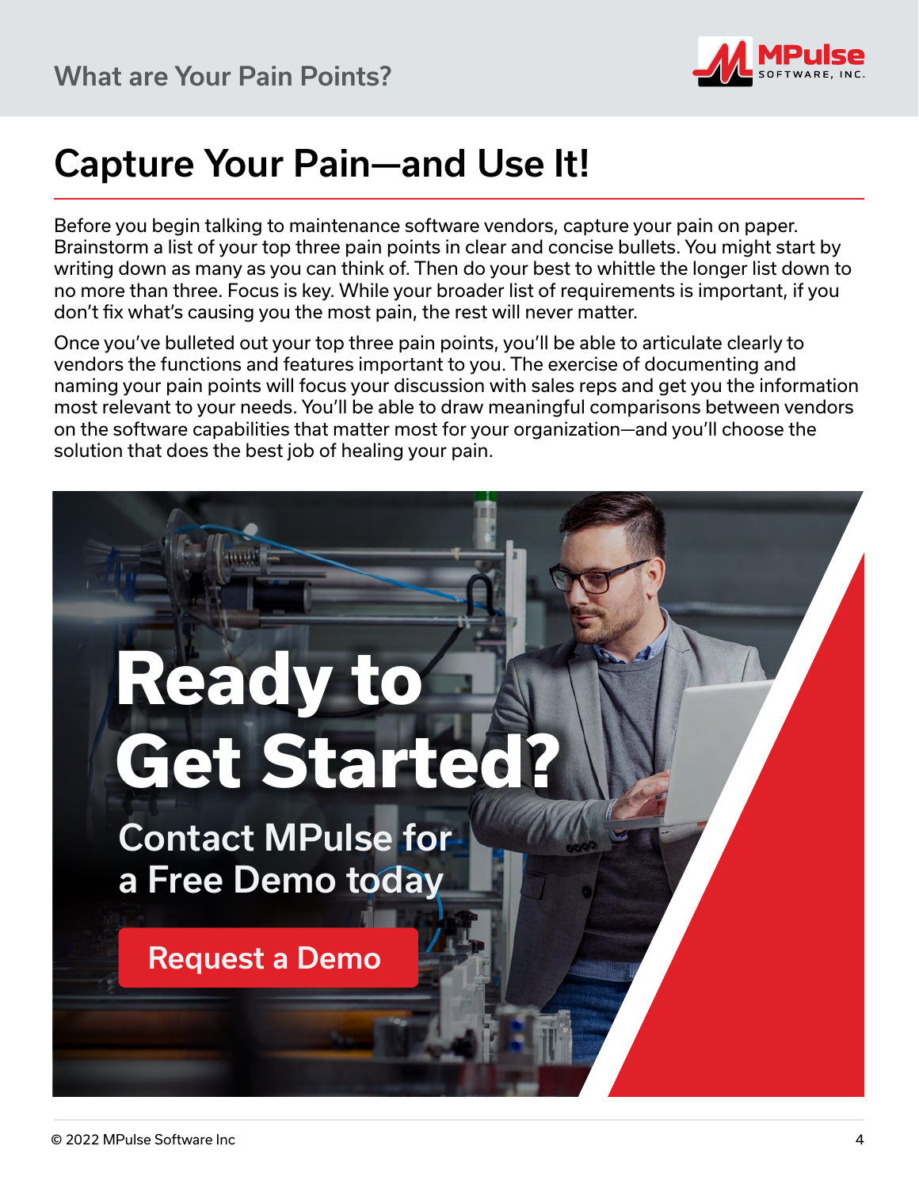# Capture Your Pain—and Use It!

Before you begin talking to maintenance software vendors, capture your pain on paper. Brainstorm a list of your top three pain points in clear and concise bullets. You might start by writing down as many as you can think of. Then do your best to whittle the longer list down to no more than three. Focus is key. While your broader list of requirements is important, if you don't fix what's causing you the most pain, the rest will never matter.

Once you've bulleted out your top three pain points, you'll be able to articulate clearly to vendors the functions and features important to you. The exercise of documenting and naming your pain points will focus your discussion with sales reps and get you the information most relevant to your needs. You'll be able to draw meaningful comparisons between vendors on the software capabilities that matter most for your organization—and you'll choose the solution that does the best job of healing your pain.

## Ready to Get Started?

Contact MPulse for a Free Demo today

Request a Demo

© 2022 MPulse Software Inc